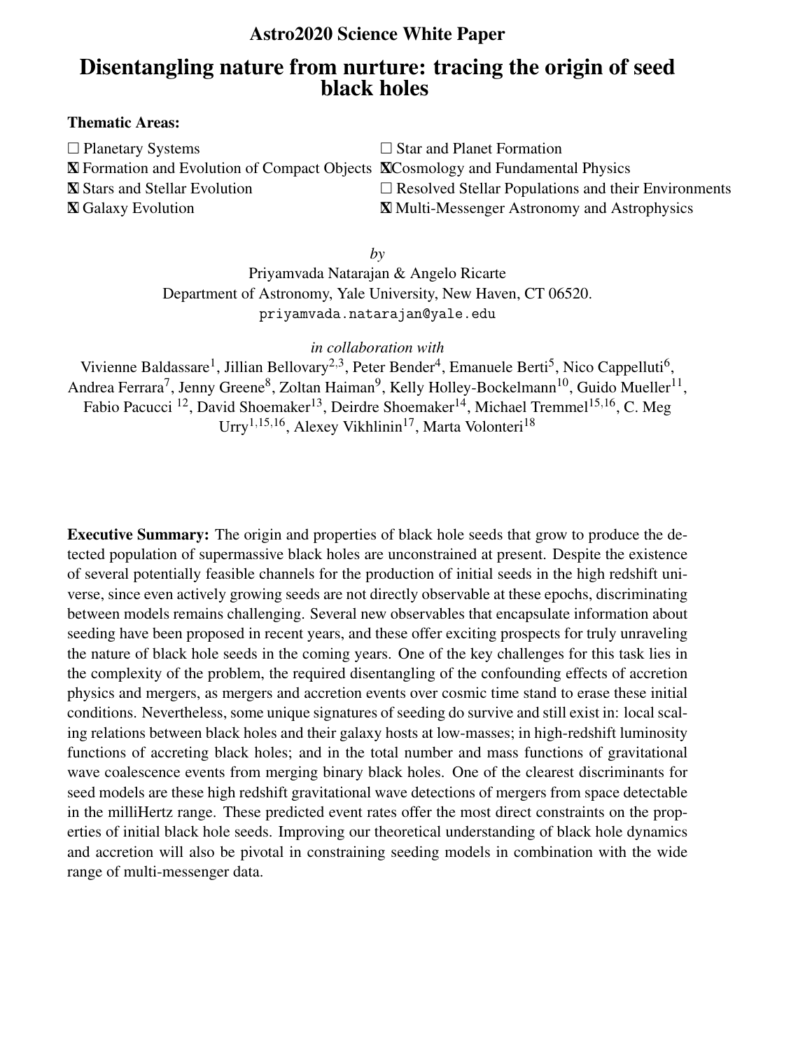**Astro2020 Science White Paper**

# Disentangling nature from nurture: tracing the origin of seed black holes

**Thematic Areas:**

☐ Planetary Systems
☒ Formation and Evolution of Compact Objects
☒ Stars and Stellar Evolution
☒ Galaxy Evolution
☐ Star and Planet Formation
☒ Cosmology and Fundamental Physics
☐ Resolved Stellar Populations and their Environments
☒ Multi-Messenger Astronomy and Astrophysics

*by*

Priyamvada Natarajan & Angelo Ricarte
Department of Astronomy, Yale University, New Haven, CT 06520.
`priyamvada.natarajan@yale.edu`

*in collaboration with*

Vivienne Baldassare[1], Jillian Bellovary[2,3], Peter Bender[4], Emanuele Berti[5], Nico Cappelluti[6], Andrea Ferrara[7], Jenny Greene[8], Zoltan Haiman[9], Kelly Holley-Bockelmann[10], Guido Mueller[11], Fabio Pacucci [12], David Shoemaker[13], Deirdre Shoemaker[14], Michael Tremmel[15,16], C. Meg Urry[1,15,16], Alexey Vikhlinin[17], Marta Volonteri[18]

**Executive Summary:** The origin and properties of black hole seeds that grow to produce the detected population of supermassive black holes are unconstrained at present. Despite the existence of several potentially feasible channels for the production of initial seeds in the high redshift universe, since even actively growing seeds are not directly observable at these epochs, discriminating between models remains challenging. Several new observables that encapsulate information about seeding have been proposed in recent years, and these offer exciting prospects for truly unraveling the nature of black hole seeds in the coming years. One of the key challenges for this task lies in the complexity of the problem, the required disentangling of the confounding effects of accretion physics and mergers, as mergers and accretion events over cosmic time stand to erase these initial conditions. Nevertheless, some unique signatures of seeding do survive and still exist in: local scaling relations between black holes and their galaxy hosts at low-masses; in high-redshift luminosity functions of accreting black holes; and in the total number and mass functions of gravitational wave coalescence events from merging binary black holes. One of the clearest discriminants for seed models are these high redshift gravitational wave detections of mergers from space detectable in the milliHertz range. These predicted event rates offer the most direct constraints on the properties of initial black hole seeds. Improving our theoretical understanding of black hole dynamics and accretion will also be pivotal in constraining seeding models in combination with the wide range of multi-messenger data.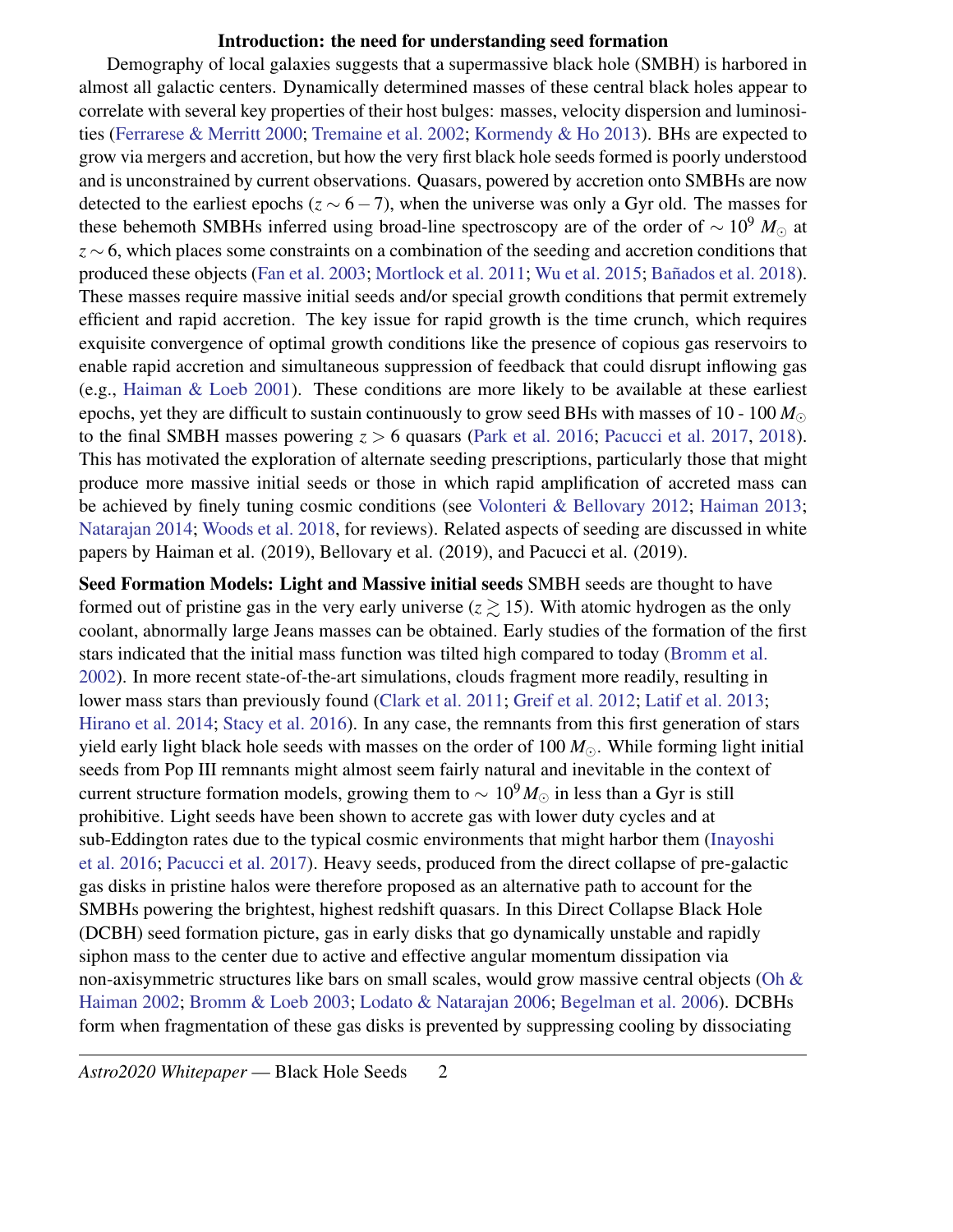## Introduction: the need for understanding seed formation

Demography of local galaxies suggests that a supermassive black hole (SMBH) is harbored in almost all galactic centers. Dynamically determined masses of these central black holes appear to correlate with several key properties of their host bulges: masses, velocity dispersion and luminosities (Ferrarese & Merritt 2000; Tremaine et al. 2002; Kormendy & Ho 2013). BHs are expected to grow via mergers and accretion, but how the very first black hole seeds formed is poorly understood and is unconstrained by current observations. Quasars, powered by accretion onto SMBHs are now detected to the earliest epochs ($z \sim 6-7$), when the universe was only a Gyr old. The masses for these behemoth SMBHs inferred using broad-line spectroscopy are of the order of $\sim 10^9\ M_{\odot}$ at $z \sim 6$, which places some constraints on a combination of the seeding and accretion conditions that produced these objects (Fan et al. 2003; Mortlock et al. 2011; Wu et al. 2015; Bañados et al. 2018). These masses require massive initial seeds and/or special growth conditions that permit extremely efficient and rapid accretion. The key issue for rapid growth is the time crunch, which requires exquisite convergence of optimal growth conditions like the presence of copious gas reservoirs to enable rapid accretion and simultaneous suppression of feedback that could disrupt inflowing gas (e.g., Haiman & Loeb 2001). These conditions are more likely to be available at these earliest epochs, yet they are difficult to sustain continuously to grow seed BHs with masses of 10 - 100 $M_{\odot}$ to the final SMBH masses powering $z > 6$ quasars (Park et al. 2016; Pacucci et al. 2017, 2018). This has motivated the exploration of alternate seeding prescriptions, particularly those that might produce more massive initial seeds or those in which rapid amplification of accreted mass can be achieved by finely tuning cosmic conditions (see Volonteri & Bellovary 2012; Haiman 2013; Natarajan 2014; Woods et al. 2018, for reviews). Related aspects of seeding are discussed in white papers by Haiman et al. (2019), Bellovary et al. (2019), and Pacucci et al. (2019).

**Seed Formation Models: Light and Massive initial seeds** SMBH seeds are thought to have formed out of pristine gas in the very early universe ($z \gtrsim 15$). With atomic hydrogen as the only coolant, abnormally large Jeans masses can be obtained. Early studies of the formation of the first stars indicated that the initial mass function was tilted high compared to today (Bromm et al. 2002). In more recent state-of-the-art simulations, clouds fragment more readily, resulting in lower mass stars than previously found (Clark et al. 2011; Greif et al. 2012; Latif et al. 2013; Hirano et al. 2014; Stacy et al. 2016). In any case, the remnants from this first generation of stars yield early light black hole seeds with masses on the order of 100 $M_{\odot}$. While forming light initial seeds from Pop III remnants might almost seem fairly natural and inevitable in the context of current structure formation models, growing them to $\sim 10^9 M_{\odot}$ in less than a Gyr is still prohibitive. Light seeds have been shown to accrete gas with lower duty cycles and at sub-Eddington rates due to the typical cosmic environments that might harbor them (Inayoshi et al. 2016; Pacucci et al. 2017). Heavy seeds, produced from the direct collapse of pre-galactic gas disks in pristine halos were therefore proposed as an alternative path to account for the SMBHs powering the brightest, highest redshift quasars. In this Direct Collapse Black Hole (DCBH) seed formation picture, gas in early disks that go dynamically unstable and rapidly siphon mass to the center due to active and effective angular momentum dissipation via non-axisymmetric structures like bars on small scales, would grow massive central objects (Oh & Haiman 2002; Bromm & Loeb 2003; Lodato & Natarajan 2006; Begelman et al. 2006). DCBHs form when fragmentation of these gas disks is prevented by suppressing cooling by dissociating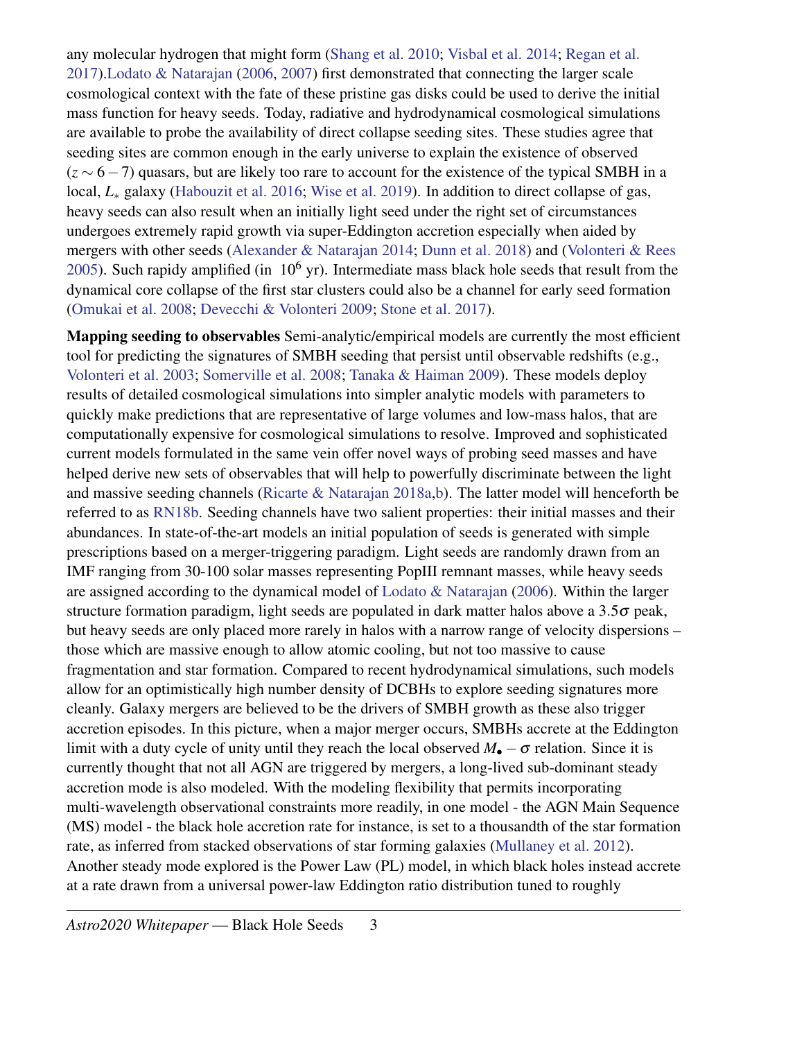any molecular hydrogen that might form (Shang et al. 2010; Visbal et al. 2014; Regan et al. 2017).Lodato & Natarajan (2006, 2007) first demonstrated that connecting the larger scale cosmological context with the fate of these pristine gas disks could be used to derive the initial mass function for heavy seeds. Today, radiative and hydrodynamical cosmological simulations are available to probe the availability of direct collapse seeding sites. These studies agree that seeding sites are common enough in the early universe to explain the existence of observed ($z \sim 6-7$) quasars, but are likely too rare to account for the existence of the typical SMBH in a local, $L_*$ galaxy (Habouzit et al. 2016; Wise et al. 2019). In addition to direct collapse of gas, heavy seeds can also result when an initially light seed under the right set of circumstances undergoes extremely rapid growth via super-Eddington accretion especially when aided by mergers with other seeds (Alexander & Natarajan 2014; Dunn et al. 2018) and (Volonteri & Rees 2005). Such rapidy amplified (in $10^6$ yr). Intermediate mass black hole seeds that result from the dynamical core collapse of the first star clusters could also be a channel for early seed formation (Omukai et al. 2008; Devecchi & Volonteri 2009; Stone et al. 2017).

**Mapping seeding to observables** Semi-analytic/empirical models are currently the most efficient tool for predicting the signatures of SMBH seeding that persist until observable redshifts (e.g., Volonteri et al. 2003; Somerville et al. 2008; Tanaka & Haiman 2009). These models deploy results of detailed cosmological simulations into simpler analytic models with parameters to quickly make predictions that are representative of large volumes and low-mass halos, that are computationally expensive for cosmological simulations to resolve. Improved and sophisticated current models formulated in the same vein offer novel ways of probing seed masses and have helped derive new sets of observables that will help to powerfully discriminate between the light and massive seeding channels (Ricarte & Natarajan 2018a,b). The latter model will henceforth be referred to as RN18b. Seeding channels have two salient properties: their initial masses and their abundances. In state-of-the-art models an initial population of seeds is generated with simple prescriptions based on a merger-triggering paradigm. Light seeds are randomly drawn from an IMF ranging from 30-100 solar masses representing PopIII remnant masses, while heavy seeds are assigned according to the dynamical model of Lodato & Natarajan (2006). Within the larger structure formation paradigm, light seeds are populated in dark matter halos above a $3.5\sigma$ peak, but heavy seeds are only placed more rarely in halos with a narrow range of velocity dispersions – those which are massive enough to allow atomic cooling, but not too massive to cause fragmentation and star formation. Compared to recent hydrodynamical simulations, such models allow for an optimistically high number density of DCBHs to explore seeding signatures more cleanly. Galaxy mergers are believed to be the drivers of SMBH growth as these also trigger accretion episodes. In this picture, when a major merger occurs, SMBHs accrete at the Eddington limit with a duty cycle of unity until they reach the local observed $M_\bullet - \sigma$ relation. Since it is currently thought that not all AGN are triggered by mergers, a long-lived sub-dominant steady accretion mode is also modeled. With the modeling flexibility that permits incorporating multi-wavelength observational constraints more readily, in one model - the AGN Main Sequence (MS) model - the black hole accretion rate for instance, is set to a thousandth of the star formation rate, as inferred from stacked observations of star forming galaxies (Mullaney et al. 2012). Another steady mode explored is the Power Law (PL) model, in which black holes instead accrete at a rate drawn from a universal power-law Eddington ratio distribution tuned to roughly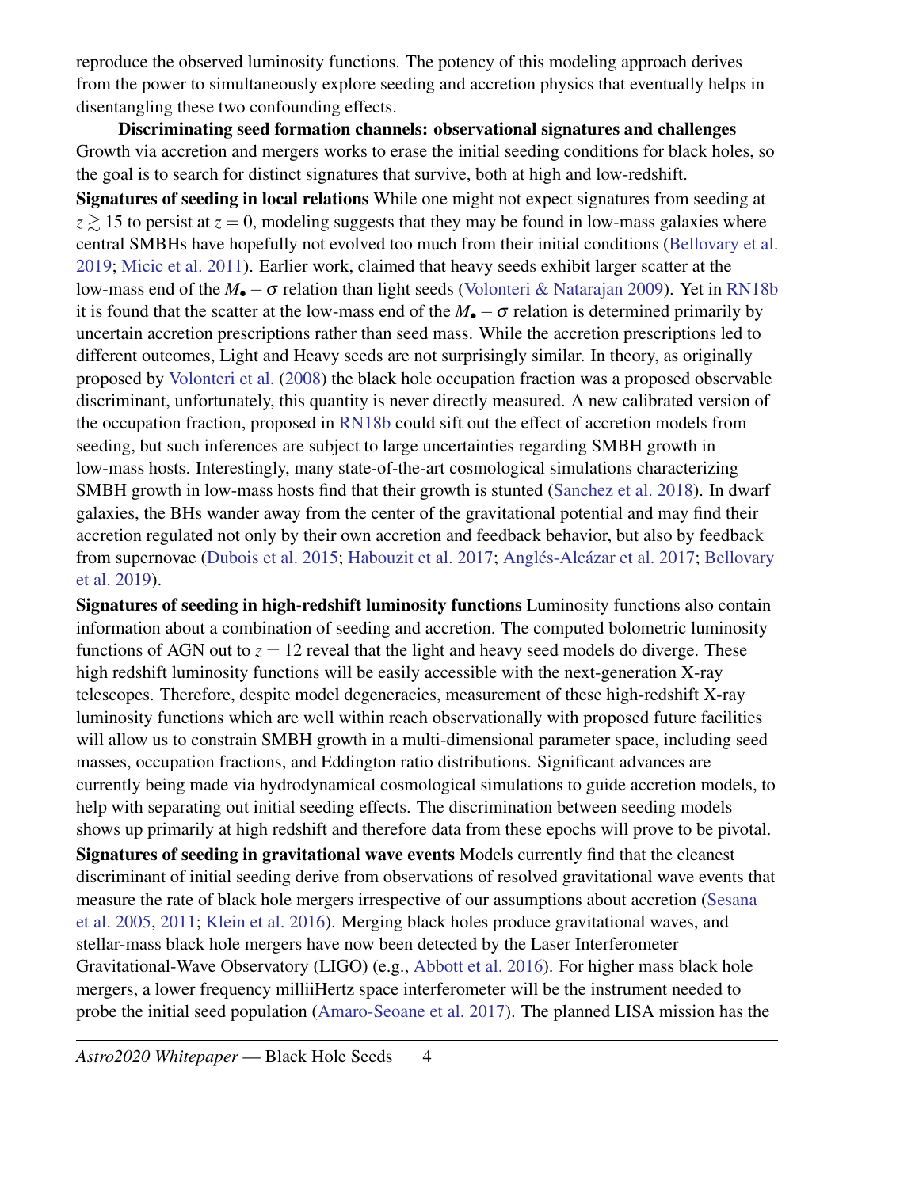reproduce the observed luminosity functions. The potency of this modeling approach derives from the power to simultaneously explore seeding and accretion physics that eventually helps in disentangling these two confounding effects.

**Discriminating seed formation channels: observational signatures and challenges** Growth via accretion and mergers works to erase the initial seeding conditions for black holes, so the goal is to search for distinct signatures that survive, both at high and low-redshift.

**Signatures of seeding in local relations** While one might not expect signatures from seeding at $z \gtrsim 15$ to persist at $z = 0$, modeling suggests that they may be found in low-mass galaxies where central SMBHs have hopefully not evolved too much from their initial conditions (Bellovary et al. 2019; Micic et al. 2011). Earlier work, claimed that heavy seeds exhibit larger scatter at the low-mass end of the $M_\bullet - \sigma$ relation than light seeds (Volonteri & Natarajan 2009). Yet in RN18b it is found that the scatter at the low-mass end of the $M_\bullet - \sigma$ relation is determined primarily by uncertain accretion prescriptions rather than seed mass. While the accretion prescriptions led to different outcomes, Light and Heavy seeds are not surprisingly similar. In theory, as originally proposed by Volonteri et al. (2008) the black hole occupation fraction was a proposed observable discriminant, unfortunately, this quantity is never directly measured. A new calibrated version of the occupation fraction, proposed in RN18b could sift out the effect of accretion models from seeding, but such inferences are subject to large uncertainties regarding SMBH growth in low-mass hosts. Interestingly, many state-of-the-art cosmological simulations characterizing SMBH growth in low-mass hosts find that their growth is stunted (Sanchez et al. 2018). In dwarf galaxies, the BHs wander away from the center of the gravitational potential and may find their accretion regulated not only by their own accretion and feedback behavior, but also by feedback from supernovae (Dubois et al. 2015; Habouzit et al. 2017; Anglés-Alcázar et al. 2017; Bellovary et al. 2019).

**Signatures of seeding in high-redshift luminosity functions** Luminosity functions also contain information about a combination of seeding and accretion. The computed bolometric luminosity functions of AGN out to $z = 12$ reveal that the light and heavy seed models do diverge. These high redshift luminosity functions will be easily accessible with the next-generation X-ray telescopes. Therefore, despite model degeneracies, measurement of these high-redshift X-ray luminosity functions which are well within reach observationally with proposed future facilities will allow us to constrain SMBH growth in a multi-dimensional parameter space, including seed masses, occupation fractions, and Eddington ratio distributions. Significant advances are currently being made via hydrodynamical cosmological simulations to guide accretion models, to help with separating out initial seeding effects. The discrimination between seeding models shows up primarily at high redshift and therefore data from these epochs will prove to be pivotal.

**Signatures of seeding in gravitational wave events** Models currently find that the cleanest discriminant of initial seeding derive from observations of resolved gravitational wave events that measure the rate of black hole mergers irrespective of our assumptions about accretion (Sesana et al. 2005, 2011; Klein et al. 2016). Merging black holes produce gravitational waves, and stellar-mass black hole mergers have now been detected by the Laser Interferometer Gravitational-Wave Observatory (LIGO) (e.g., Abbott et al. 2016). For higher mass black hole mergers, a lower frequency milliiHertz space interferometer will be the instrument needed to probe the initial seed population (Amaro-Seoane et al. 2017). The planned LISA mission has the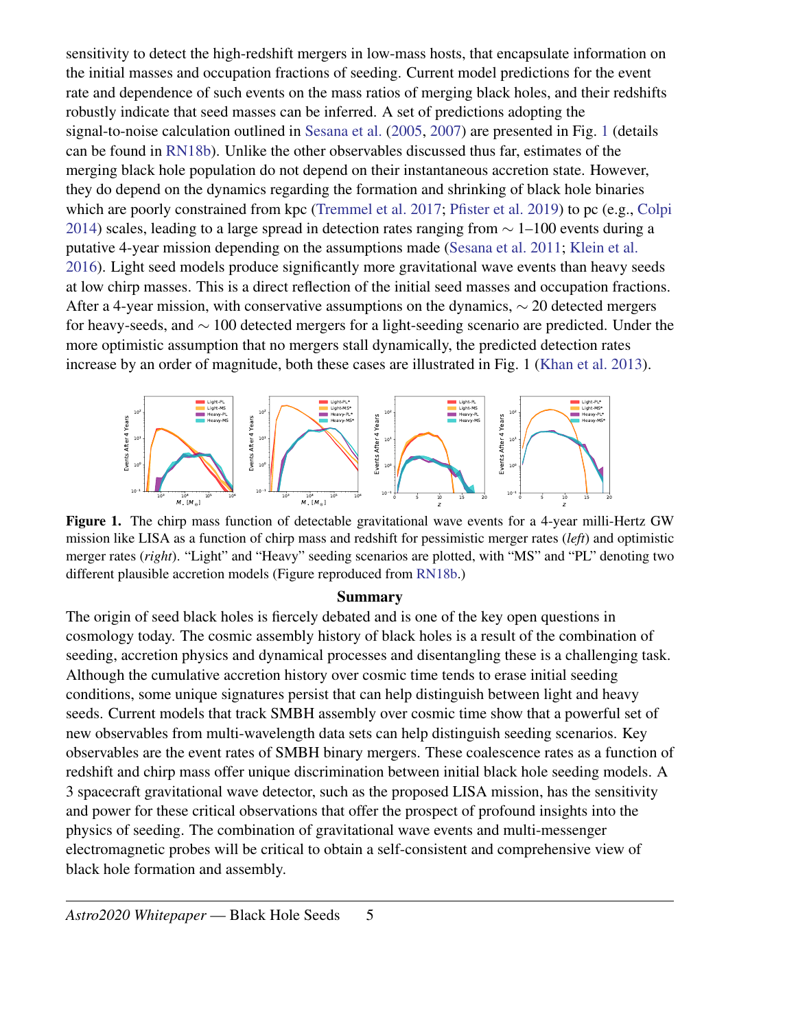sensitivity to detect the high-redshift mergers in low-mass hosts, that encapsulate information on the initial masses and occupation fractions of seeding. Current model predictions for the event rate and dependence of such events on the mass ratios of merging black holes, and their redshifts robustly indicate that seed masses can be inferred. A set of predictions adopting the signal-to-noise calculation outlined in Sesana et al. (2005, 2007) are presented in Fig. 1 (details can be found in RN18b). Unlike the other observables discussed thus far, estimates of the merging black hole population do not depend on their instantaneous accretion state. However, they do depend on the dynamics regarding the formation and shrinking of black hole binaries which are poorly constrained from kpc (Tremmel et al. 2017; Pfister et al. 2019) to pc (e.g., Colpi 2014) scales, leading to a large spread in detection rates ranging from $\sim$ 1–100 events during a putative 4-year mission depending on the assumptions made (Sesana et al. 2011; Klein et al. 2016). Light seed models produce significantly more gravitational wave events than heavy seeds at low chirp masses. This is a direct reflection of the initial seed masses and occupation fractions. After a 4-year mission, with conservative assumptions on the dynamics, $\sim$ 20 detected mergers for heavy-seeds, and $\sim$ 100 detected mergers for a light-seeding scenario are predicted. Under the more optimistic assumption that no mergers stall dynamically, the predicted detection rates increase by an order of magnitude, both these cases are illustrated in Fig. 1 (Khan et al. 2013).

**Figure 1.** The chirp mass function of detectable gravitational wave events for a 4-year milli-Hertz GW mission like LISA as a function of chirp mass and redshift for pessimistic merger rates (*left*) and optimistic merger rates (*right*). "Light" and "Heavy" seeding scenarios are plotted, with "MS" and "PL" denoting two different plausible accretion models (Figure reproduced from RN18b.)

## Summary

The origin of seed black holes is fiercely debated and is one of the key open questions in cosmology today. The cosmic assembly history of black holes is a result of the combination of seeding, accretion physics and dynamical processes and disentangling these is a challenging task. Although the cumulative accretion history over cosmic time tends to erase initial seeding conditions, some unique signatures persist that can help distinguish between light and heavy seeds. Current models that track SMBH assembly over cosmic time show that a powerful set of new observables from multi-wavelength data sets can help distinguish seeding scenarios. Key observables are the event rates of SMBH binary mergers. These coalescence rates as a function of redshift and chirp mass offer unique discrimination between initial black hole seeding models. A 3 spacecraft gravitational wave detector, such as the proposed LISA mission, has the sensitivity and power for these critical observations that offer the prospect of profound insights into the physics of seeding. The combination of gravitational wave events and multi-messenger electromagnetic probes will be critical to obtain a self-consistent and comprehensive view of black hole formation and assembly.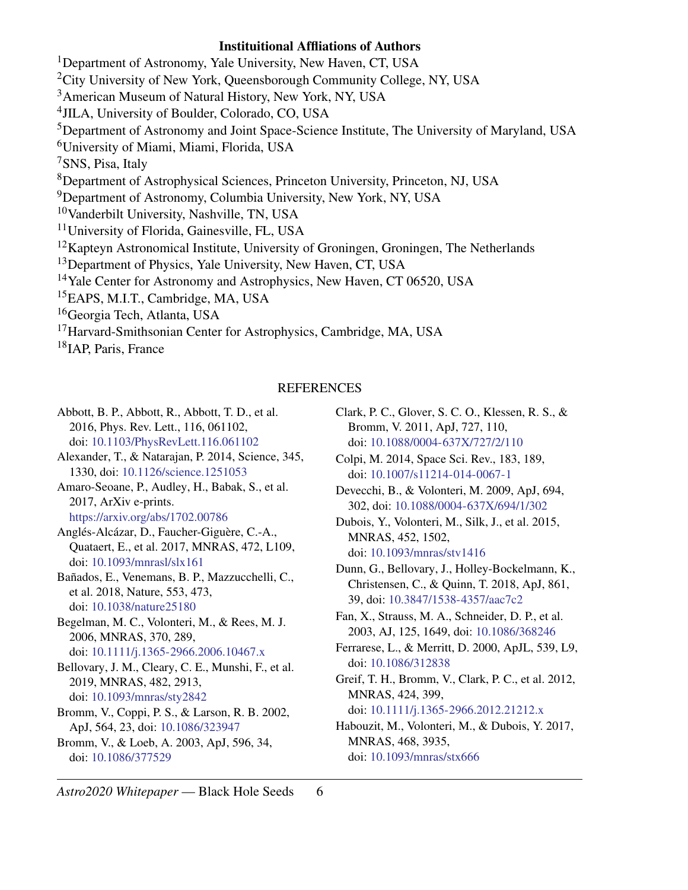**Instituitional Affliations of Authors**

[1]Department of Astronomy, Yale University, New Haven, CT, USA
[2]City University of New York, Queensborough Community College, NY, USA
[3]American Museum of Natural History, New York, NY, USA
[4]JILA, University of Boulder, Colorado, CO, USA
[5]Department of Astronomy and Joint Space-Science Institute, The University of Maryland, USA
[6]University of Miami, Miami, Florida, USA
[7]SNS, Pisa, Italy
[8]Department of Astrophysical Sciences, Princeton University, Princeton, NJ, USA
[9]Department of Astronomy, Columbia University, New York, NY, USA
[10]Vanderbilt University, Nashville, TN, USA
[11]University of Florida, Gainesville, FL, USA
[12]Kapteyn Astronomical Institute, University of Groningen, Groningen, The Netherlands
[13]Department of Physics, Yale University, New Haven, CT, USA
[14]Yale Center for Astronomy and Astrophysics, New Haven, CT 06520, USA
[15]EAPS, M.I.T., Cambridge, MA, USA
[16]Georgia Tech, Atlanta, USA
[17]Harvard-Smithsonian Center for Astrophysics, Cambridge, MA, USA
[18]IAP, Paris, France

## REFERENCES

Abbott, B. P., Abbott, R., Abbott, T. D., et al. 2016, Phys. Rev. Lett., 116, 061102, doi: 10.1103/PhysRevLett.116.061102

Alexander, T., & Natarajan, P. 2014, Science, 345, 1330, doi: 10.1126/science.1251053

Amaro-Seoane, P., Audley, H., Babak, S., et al. 2017, ArXiv e-prints. https://arxiv.org/abs/1702.00786

Anglés-Alcázar, D., Faucher-Giguère, C.-A., Quataert, E., et al. 2017, MNRAS, 472, L109, doi: 10.1093/mnrasl/slx161

Bañados, E., Venemans, B. P., Mazzucchelli, C., et al. 2018, Nature, 553, 473, doi: 10.1038/nature25180

Begelman, M. C., Volonteri, M., & Rees, M. J. 2006, MNRAS, 370, 289, doi: 10.1111/j.1365-2966.2006.10467.x

Bellovary, J. M., Cleary, C. E., Munshi, F., et al. 2019, MNRAS, 482, 2913, doi: 10.1093/mnras/sty2842

Bromm, V., Coppi, P. S., & Larson, R. B. 2002, ApJ, 564, 23, doi: 10.1086/323947

Bromm, V., & Loeb, A. 2003, ApJ, 596, 34, doi: 10.1086/377529

Clark, P. C., Glover, S. C. O., Klessen, R. S., & Bromm, V. 2011, ApJ, 727, 110, doi: 10.1088/0004-637X/727/2/110

Colpi, M. 2014, Space Sci. Rev., 183, 189, doi: 10.1007/s11214-014-0067-1

Devecchi, B., & Volonteri, M. 2009, ApJ, 694, 302, doi: 10.1088/0004-637X/694/1/302

Dubois, Y., Volonteri, M., Silk, J., et al. 2015, MNRAS, 452, 1502, doi: 10.1093/mnras/stv1416

Dunn, G., Bellovary, J., Holley-Bockelmann, K., Christensen, C., & Quinn, T. 2018, ApJ, 861, 39, doi: 10.3847/1538-4357/aac7c2

Fan, X., Strauss, M. A., Schneider, D. P., et al. 2003, AJ, 125, 1649, doi: 10.1086/368246

Ferrarese, L., & Merritt, D. 2000, ApJL, 539, L9, doi: 10.1086/312838

Greif, T. H., Bromm, V., Clark, P. C., et al. 2012, MNRAS, 424, 399, doi: 10.1111/j.1365-2966.2012.21212.x

Habouzit, M., Volonteri, M., & Dubois, Y. 2017, MNRAS, 468, 3935, doi: 10.1093/mnras/stx666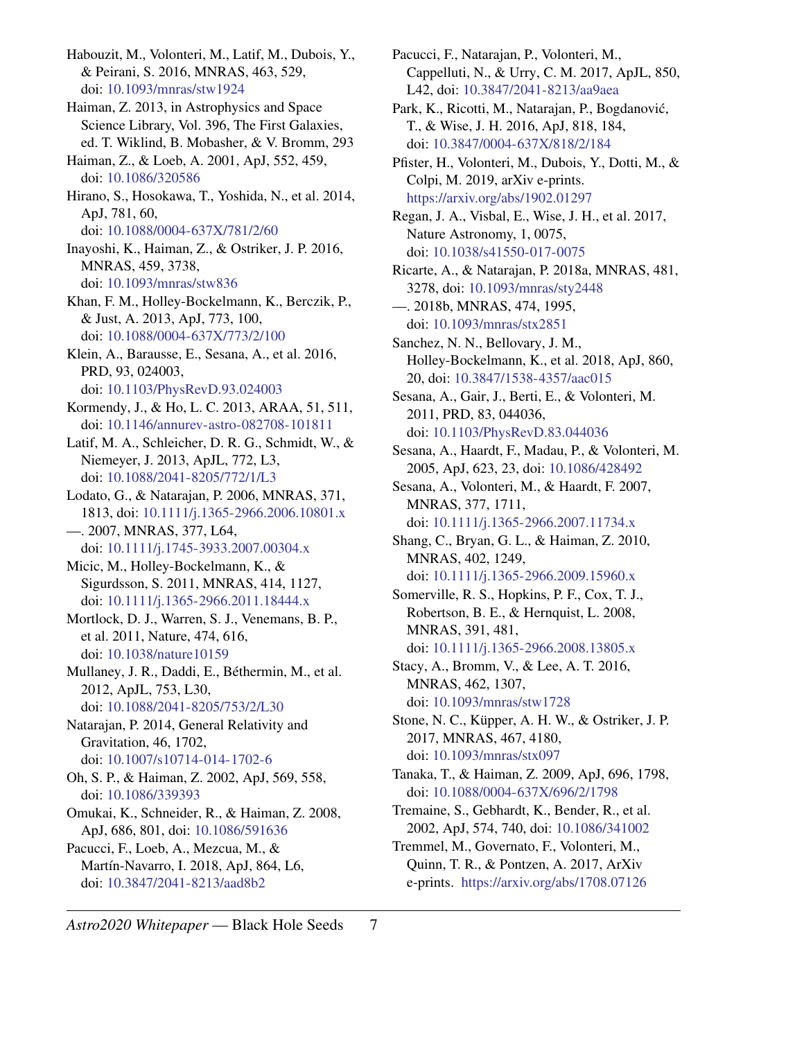Habouzit, M., Volonteri, M., Latif, M., Dubois, Y., & Peirani, S. 2016, MNRAS, 463, 529, doi: 10.1093/mnras/stw1924

Haiman, Z. 2013, in Astrophysics and Space Science Library, Vol. 396, The First Galaxies, ed. T. Wiklind, B. Mobasher, & V. Bromm, 293

Haiman, Z., & Loeb, A. 2001, ApJ, 552, 459, doi: 10.1086/320586

Hirano, S., Hosokawa, T., Yoshida, N., et al. 2014, ApJ, 781, 60, doi: 10.1088/0004-637X/781/2/60

Inayoshi, K., Haiman, Z., & Ostriker, J. P. 2016, MNRAS, 459, 3738, doi: 10.1093/mnras/stw836

Khan, F. M., Holley-Bockelmann, K., Berczik, P., & Just, A. 2013, ApJ, 773, 100, doi: 10.1088/0004-637X/773/2/100

Klein, A., Barausse, E., Sesana, A., et al. 2016, PRD, 93, 024003, doi: 10.1103/PhysRevD.93.024003

Kormendy, J., & Ho, L. C. 2013, ARAA, 51, 511, doi: 10.1146/annurev-astro-082708-101811

Latif, M. A., Schleicher, D. R. G., Schmidt, W., & Niemeyer, J. 2013, ApJL, 772, L3, doi: 10.1088/2041-8205/772/1/L3

Lodato, G., & Natarajan, P. 2006, MNRAS, 371, 1813, doi: 10.1111/j.1365-2966.2006.10801.x

—. 2007, MNRAS, 377, L64, doi: 10.1111/j.1745-3933.2007.00304.x

Micic, M., Holley-Bockelmann, K., & Sigurdsson, S. 2011, MNRAS, 414, 1127, doi: 10.1111/j.1365-2966.2011.18444.x

Mortlock, D. J., Warren, S. J., Venemans, B. P., et al. 2011, Nature, 474, 616, doi: 10.1038/nature10159

Mullaney, J. R., Daddi, E., Béthermin, M., et al. 2012, ApJL, 753, L30, doi: 10.1088/2041-8205/753/2/L30

Natarajan, P. 2014, General Relativity and Gravitation, 46, 1702, doi: 10.1007/s10714-014-1702-6

Oh, S. P., & Haiman, Z. 2002, ApJ, 569, 558, doi: 10.1086/339393

Omukai, K., Schneider, R., & Haiman, Z. 2008, ApJ, 686, 801, doi: 10.1086/591636

Pacucci, F., Loeb, A., Mezcua, M., & Martín-Navarro, I. 2018, ApJ, 864, L6, doi: 10.3847/2041-8213/aad8b2

Pacucci, F., Natarajan, P., Volonteri, M., Cappelluti, N., & Urry, C. M. 2017, ApJL, 850, L42, doi: 10.3847/2041-8213/aa9aea

Park, K., Ricotti, M., Natarajan, P., Bogdanović, T., & Wise, J. H. 2016, ApJ, 818, 184, doi: 10.3847/0004-637X/818/2/184

Pfister, H., Volonteri, M., Dubois, Y., Dotti, M., & Colpi, M. 2019, arXiv e-prints. https://arxiv.org/abs/1902.01297

Regan, J. A., Visbal, E., Wise, J. H., et al. 2017, Nature Astronomy, 1, 0075, doi: 10.1038/s41550-017-0075

Ricarte, A., & Natarajan, P. 2018a, MNRAS, 481, 3278, doi: 10.1093/mnras/sty2448

—. 2018b, MNRAS, 474, 1995, doi: 10.1093/mnras/stx2851

Sanchez, N. N., Bellovary, J. M., Holley-Bockelmann, K., et al. 2018, ApJ, 860, 20, doi: 10.3847/1538-4357/aac015

Sesana, A., Gair, J., Berti, E., & Volonteri, M. 2011, PRD, 83, 044036, doi: 10.1103/PhysRevD.83.044036

Sesana, A., Haardt, F., Madau, P., & Volonteri, M. 2005, ApJ, 623, 23, doi: 10.1086/428492

Sesana, A., Volonteri, M., & Haardt, F. 2007, MNRAS, 377, 1711, doi: 10.1111/j.1365-2966.2007.11734.x

Shang, C., Bryan, G. L., & Haiman, Z. 2010, MNRAS, 402, 1249, doi: 10.1111/j.1365-2966.2009.15960.x

Somerville, R. S., Hopkins, P. F., Cox, T. J., Robertson, B. E., & Hernquist, L. 2008, MNRAS, 391, 481, doi: 10.1111/j.1365-2966.2008.13805.x

Stacy, A., Bromm, V., & Lee, A. T. 2016, MNRAS, 462, 1307, doi: 10.1093/mnras/stw1728

Stone, N. C., Küpper, A. H. W., & Ostriker, J. P. 2017, MNRAS, 467, 4180, doi: 10.1093/mnras/stx097

Tanaka, T., & Haiman, Z. 2009, ApJ, 696, 1798, doi: 10.1088/0004-637X/696/2/1798

Tremaine, S., Gebhardt, K., Bender, R., et al. 2002, ApJ, 574, 740, doi: 10.1086/341002

Tremmel, M., Governato, F., Volonteri, M., Quinn, T. R., & Pontzen, A. 2017, ArXiv e-prints. https://arxiv.org/abs/1708.07126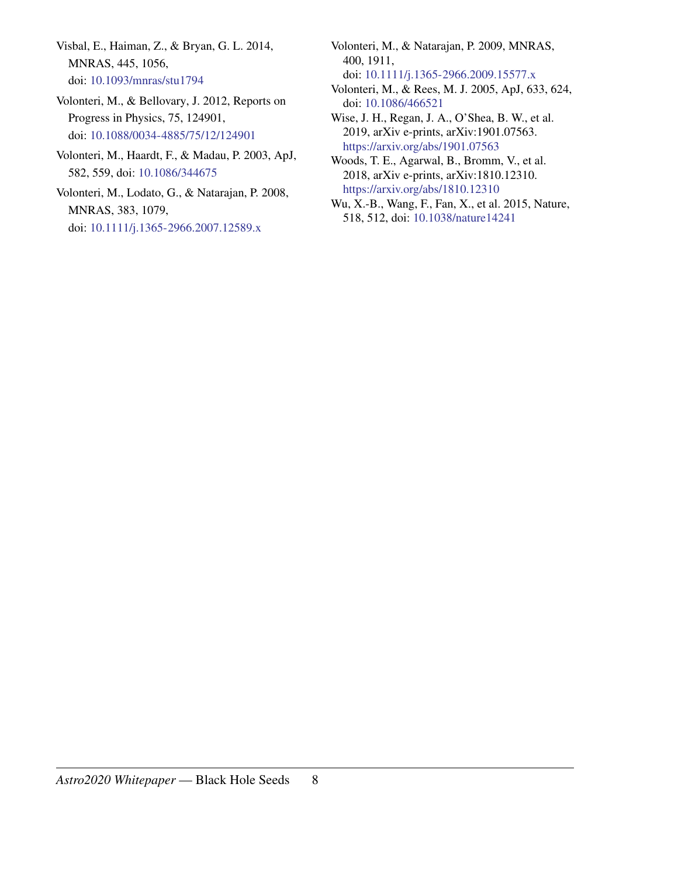Visbal, E., Haiman, Z., & Bryan, G. L. 2014, MNRAS, 445, 1056, doi: 10.1093/mnras/stu1794

Volonteri, M., & Bellovary, J. 2012, Reports on Progress in Physics, 75, 124901, doi: 10.1088/0034-4885/75/12/124901

Volonteri, M., Haardt, F., & Madau, P. 2003, ApJ, 582, 559, doi: 10.1086/344675

Volonteri, M., Lodato, G., & Natarajan, P. 2008, MNRAS, 383, 1079, doi: 10.1111/j.1365-2966.2007.12589.x

Volonteri, M., & Natarajan, P. 2009, MNRAS, 400, 1911, doi: 10.1111/j.1365-2966.2009.15577.x

Volonteri, M., & Rees, M. J. 2005, ApJ, 633, 624, doi: 10.1086/466521

Wise, J. H., Regan, J. A., O'Shea, B. W., et al. 2019, arXiv e-prints, arXiv:1901.07563. https://arxiv.org/abs/1901.07563

Woods, T. E., Agarwal, B., Bromm, V., et al. 2018, arXiv e-prints, arXiv:1810.12310. https://arxiv.org/abs/1810.12310

Wu, X.-B., Wang, F., Fan, X., et al. 2015, Nature, 518, 512, doi: 10.1038/nature14241